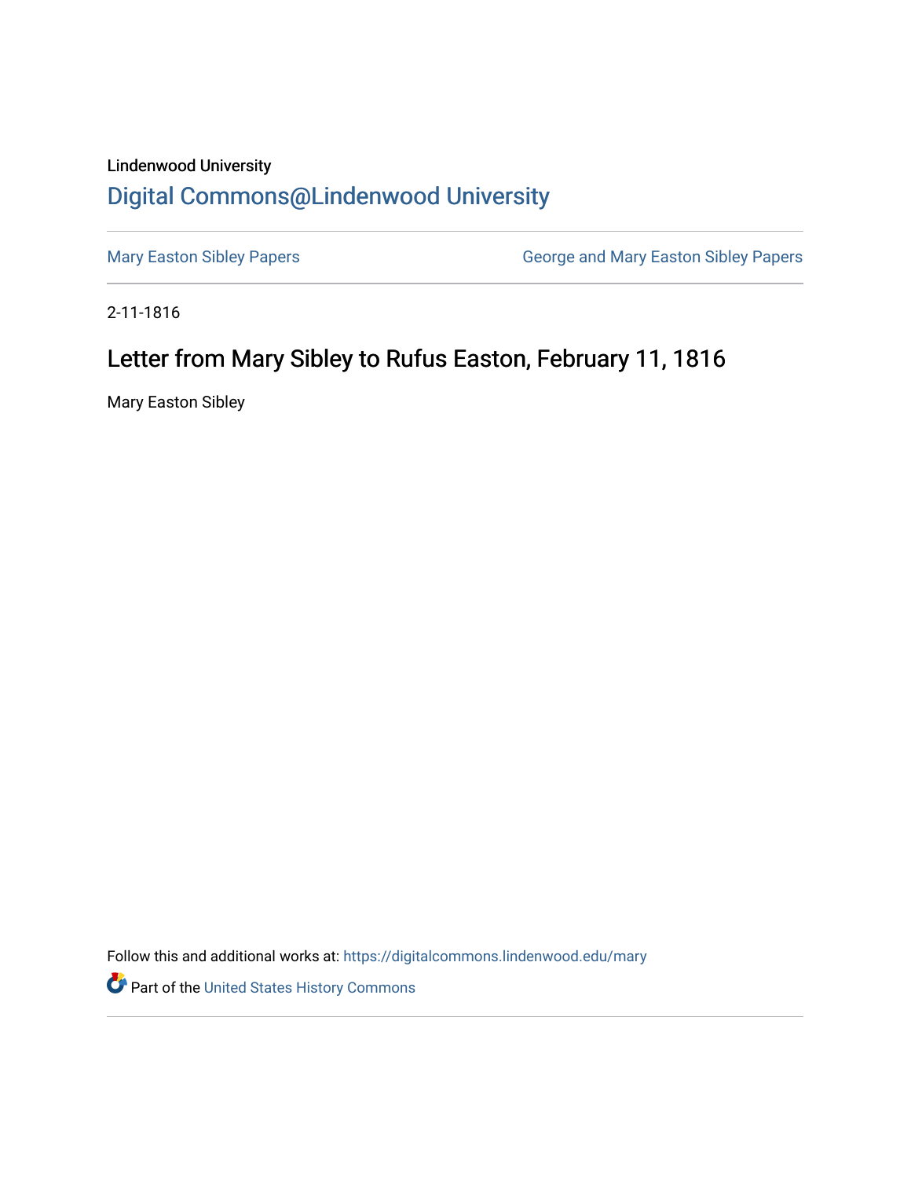Lindenwood University

## Digital Commons@Lindenwood University

Mary Easton Sibley Papers | George and Mary Easton Sibley Papers

2-11-1816

# Letter from Mary Sibley to Rufus Easton, February 11, 1816

Mary Easton Sibley

Follow this and additional works at: https://digitalcommons.lindenwood.edu/mary

Part of the United States History Commons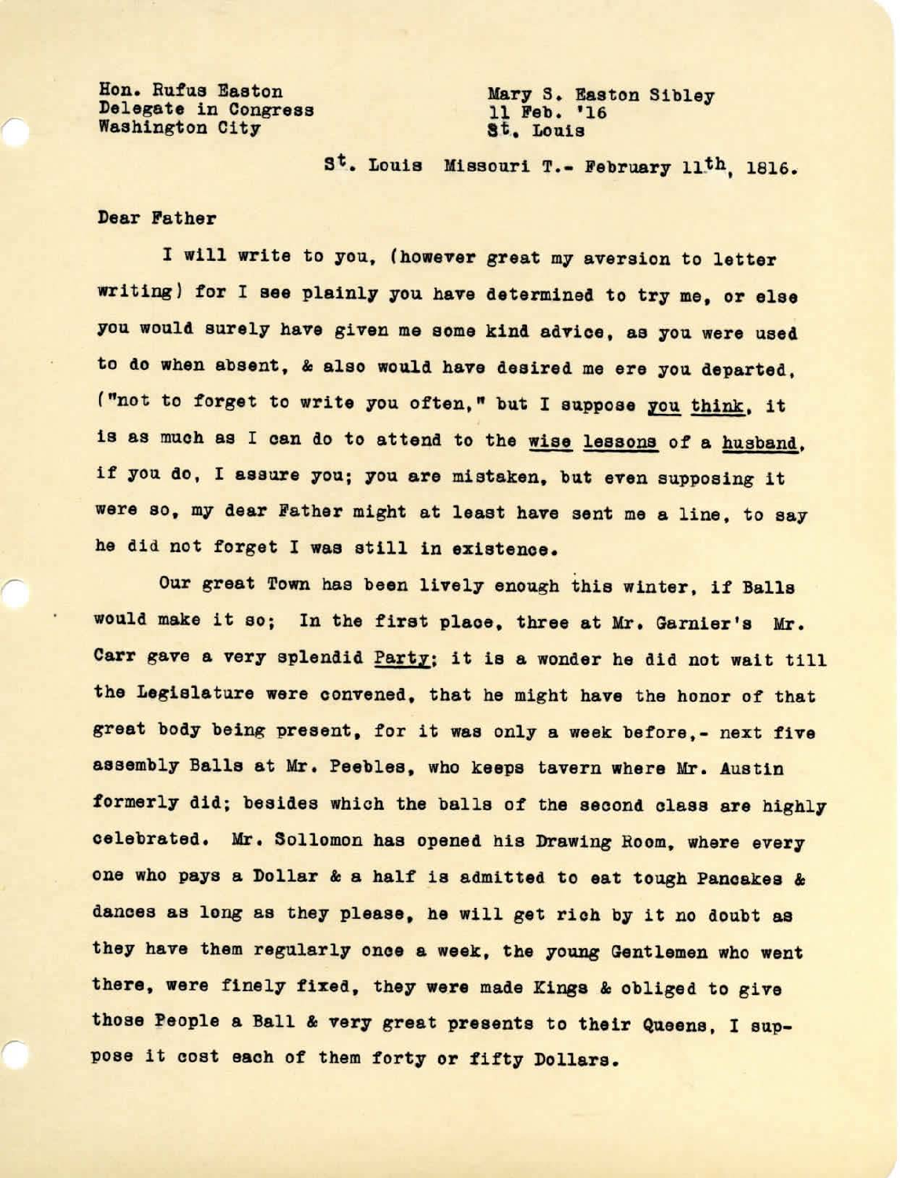Hon. Rufus Easton
Delegate in Congress
Washington City

Mary S. Easton Sibley
11 Feb. '16
St. Louis

St. Louis Missouri T.- February 11th, 1816.

Dear Father

I will write to you, (however great my aversion to letter writing) for I see plainly you have determined to try me, or else you would surely have given me some kind advice, as you were used to do when absent, & also would have desired me ere you departed, ("not to forget to write you often," but I suppose you think, it is as much as I can do to attend to the wise lessons of a husband, if you do, I assure you; you are mistaken, but even supposing it were so, my dear Father might at least have sent me a line, to say he did not forget I was still in existence.

Our great Town has been lively enough this winter, if Balls would make it so; In the first place, three at Mr. Garnier's Mr. Carr gave a very splendid Party; it is a wonder he did not wait till the Legislature were convened, that he might have the honor of that great body being present, for it was only a week before,- next five assembly Balls at Mr. Peebles, who keeps tavern where Mr. Austin formerly did; besides which the balls of the second class are highly celebrated. Mr. Sollomon has opened his Drawing Room, where every one who pays a Dollar & a half is admitted to eat tough Pancakes & dances as long as they please, he will get rich by it no doubt as they have them regularly once a week, the young Gentlemen who went there, were finely fixed, they were made Kings & obliged to give those People a Ball & very great presents to their Queens, I suppose it cost each of them forty or fifty Dollars.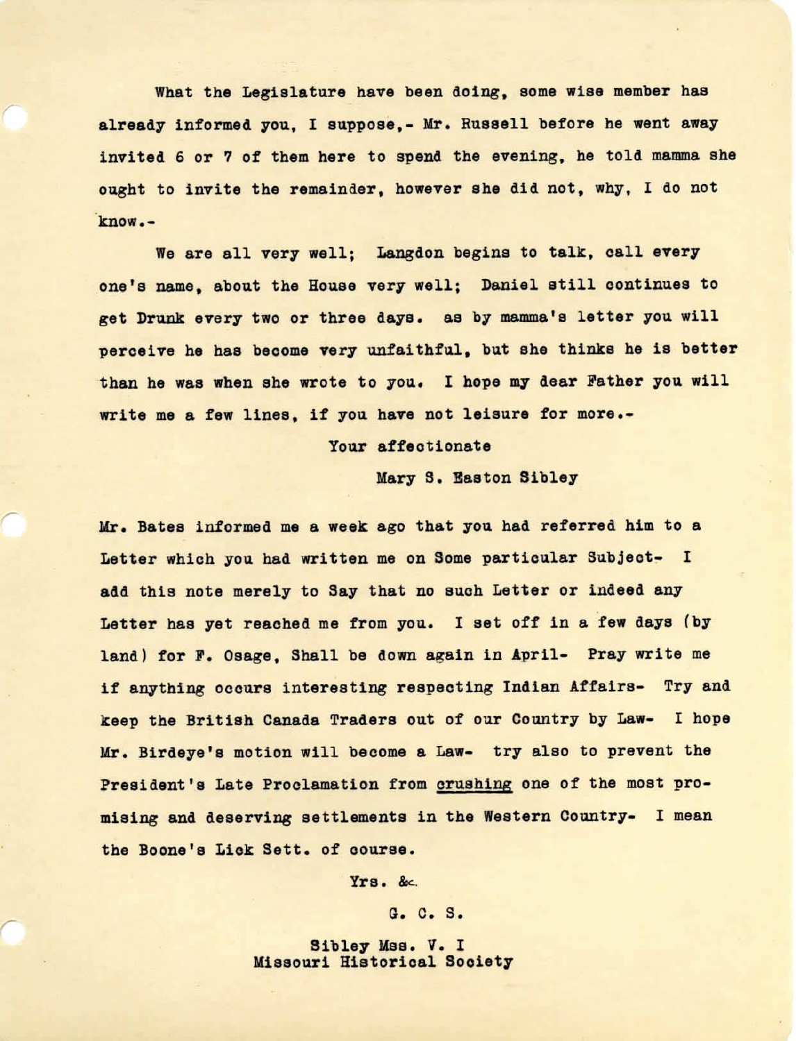What the Legislature have been doing, some wise member has already informed you, I suppose,- Mr. Russell before he went away invited 6 or 7 of them here to spend the evening, he told mamma she ought to invite the remainder, however she did not, why, I do not know.-

We are all very well; Langdon begins to talk, call every one's name, about the House very well; Daniel still continues to get Drunk every two or three days. as by mamma's letter you will perceive he has become very unfaithful, but she thinks he is better than he was when she wrote to you. I hope my dear Father you will write me a few lines, if you have not leisure for more.-

Your affectionate

Mary S. Easton Sibley

Mr. Bates informed me a week ago that you had referred him to a Letter which you had written me on Some particular Subject- I add this note merely to Say that no such Letter or indeed any Letter has yet reached me from you. I set off in a few days (by land) for F. Osage, Shall be down again in April- Pray write me if anything occurs interesting respecting Indian Affairs- Try and keep the British Canada Traders out of our Country by Law- I hope Mr. Birdeye's motion will become a Law- try also to prevent the President's Late Proclamation from <u>crushing</u> one of the most promising and deserving settlements in the Western Country- I mean the Boone's Lick Sett. of course.

Yrs. &c.

G. C. S.

Sibley Mss. V. I
Missouri Historical Society